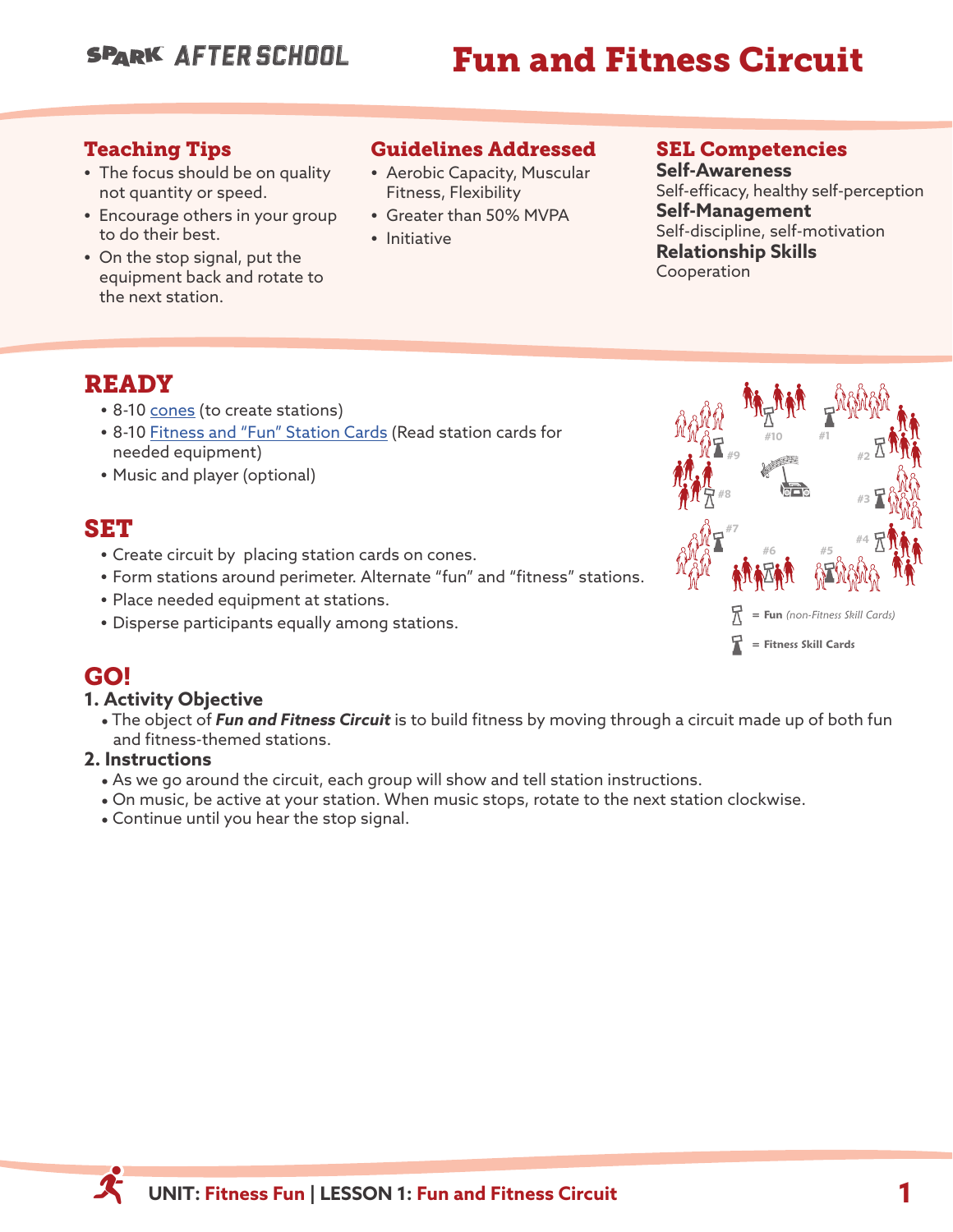# Fun and Fitness Circuit

### Teaching Tips

- The focus should be on quality not quantity or speed.
- Encourage others in your group to do their best.
- On the stop signal, put the equipment back and rotate to the next station.

### Guidelines Addressed

- Aerobic Capacity, Muscular Fitness, Flexibility
- Greater than 50% MVPA
- Initiative

### SEL Competencies

**Self-Awareness**
Self-efficacy, healthy self-perception
**Self-Management**
Self-discipline, self-motivation
**Relationship Skills**
Cooperation

## READY

- 8-10 cones (to create stations)
- 8-10 Fitness and "Fun" Station Cards (Read station cards for needed equipment)
- Music and player (optional)

= Fun *(non-Fitness Skill Cards)*
= Fitness Skill Cards

## SET

- Create circuit by placing station cards on cones.
- Form stations around perimeter. Alternate "fun" and "fitness" stations.
- Place needed equipment at stations.
- Disperse participants equally among stations.

## GO!

### 1. Activity Objective

- The object of ***Fun and Fitness Circuit*** is to build fitness by moving through a circuit made up of both fun and fitness-themed stations.

### 2. Instructions

- As we go around the circuit, each group will show and tell station instructions.
- On music, be active at your station. When music stops, rotate to the next station clockwise.
- Continue until you hear the stop signal.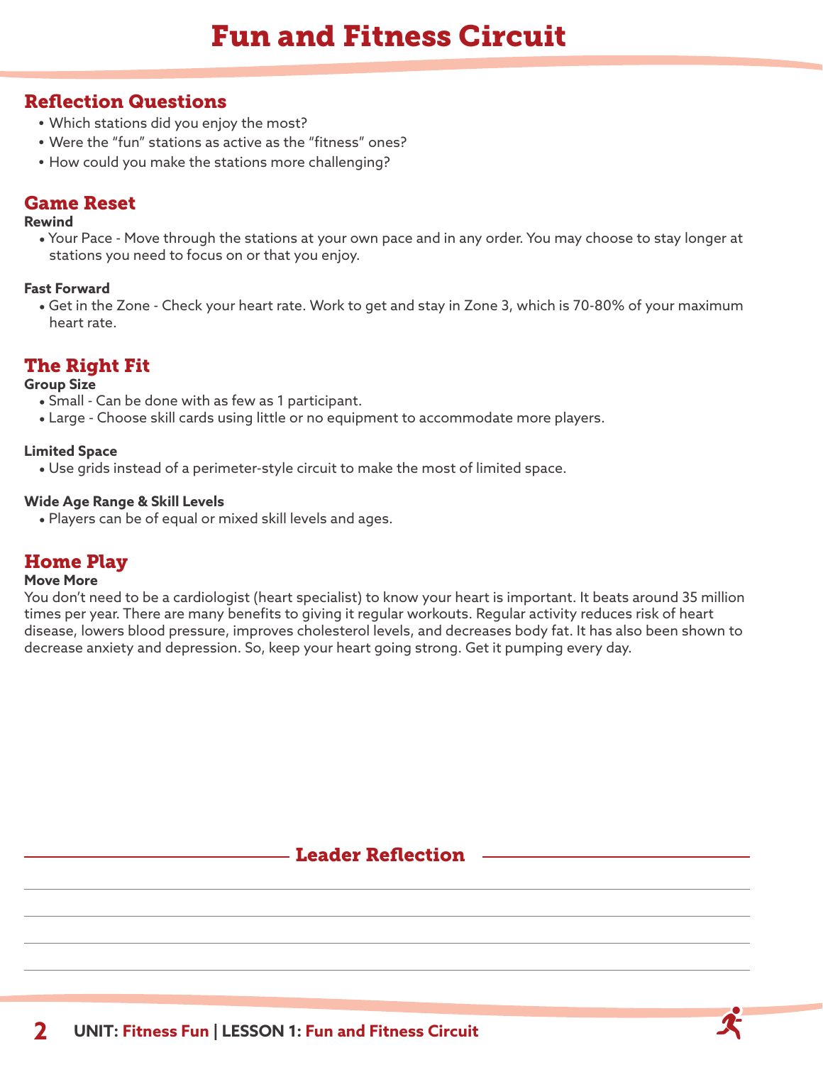# Fun and Fitness Circuit

## Reflection Questions

- Which stations did you enjoy the most?
- Were the "fun" stations as active as the "fitness" ones?
- How could you make the stations more challenging?

## Game Reset

**Rewind**

- Your Pace - Move through the stations at your own pace and in any order. You may choose to stay longer at stations you need to focus on or that you enjoy.

**Fast Forward**

- Get in the Zone - Check your heart rate. Work to get and stay in Zone 3, which is 70-80% of your maximum heart rate.

## The Right Fit

**Group Size**

- Small - Can be done with as few as 1 participant.
- Large - Choose skill cards using little or no equipment to accommodate more players.

**Limited Space**

- Use grids instead of a perimeter-style circuit to make the most of limited space.

**Wide Age Range & Skill Levels**

- Players can be of equal or mixed skill levels and ages.

## Home Play

**Move More**

You don't need to be a cardiologist (heart specialist) to know your heart is important. It beats around 35 million times per year. There are many benefits to giving it regular workouts. Regular activity reduces risk of heart disease, lowers blood pressure, improves cholesterol levels, and decreases body fat. It has also been shown to decrease anxiety and depression. So, keep your heart going strong. Get it pumping every day.

## Leader Reflection

______________________________________________

______________________________________________

______________________________________________

______________________________________________